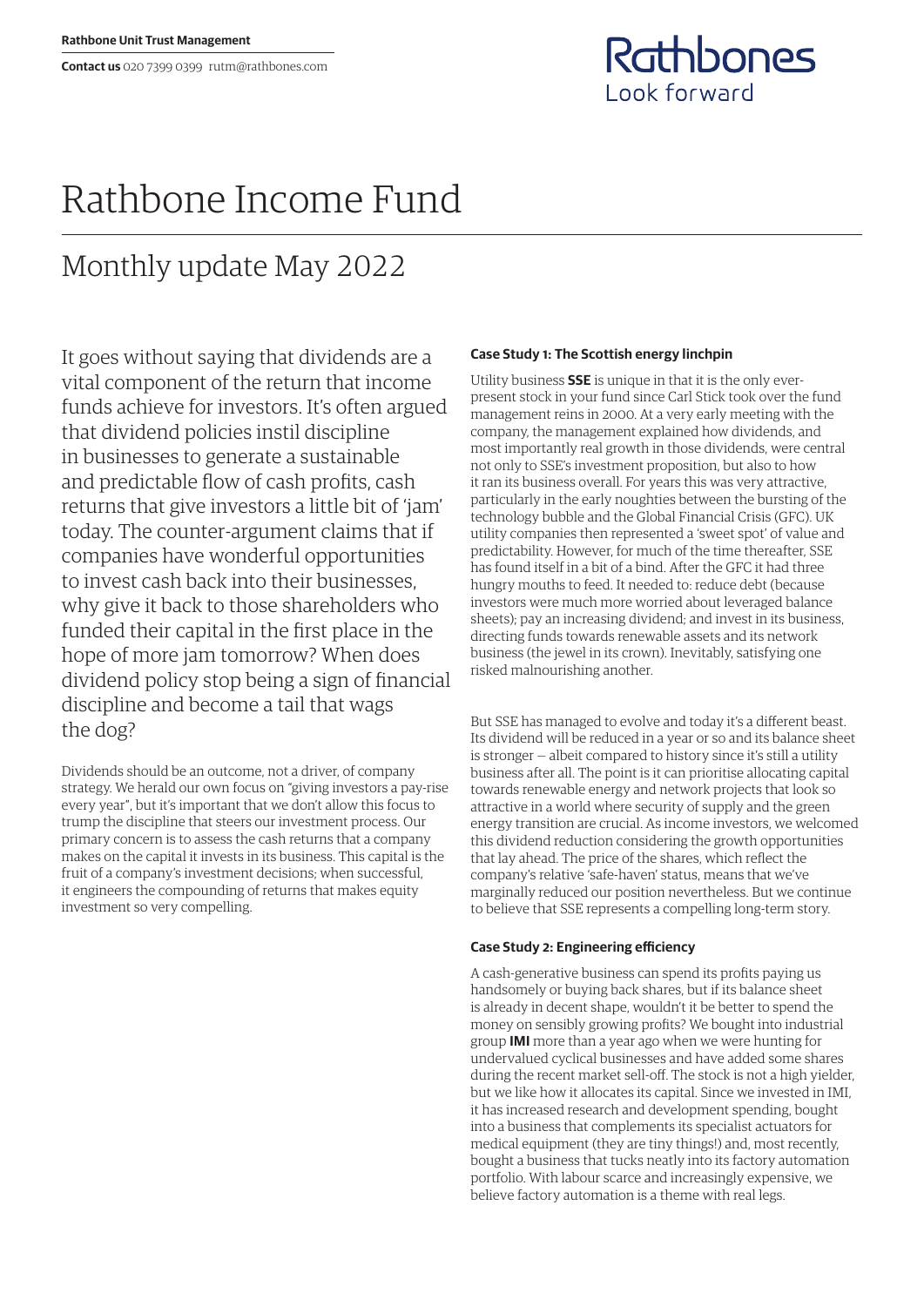**Rathbone Unit Trust Management**

**Contact us** 020 7399 0399 rutm@rathbones.com

# Rathbone Income Fund

## Monthly update May 2022

It goes without saying that dividends are a vital component of the return that income funds achieve for investors. It's often argued that dividend policies instil discipline in businesses to generate a sustainable and predictable flow of cash profits, cash returns that give investors a little bit of 'jam' today. The counter-argument claims that if companies have wonderful opportunities to invest cash back into their businesses, why give it back to those shareholders who funded their capital in the first place in the hope of more jam tomorrow? When does dividend policy stop being a sign of financial discipline and become a tail that wags the dog?

Dividends should be an outcome, not a driver, of company strategy. We herald our own focus on "giving investors a pay-rise every year", but it's important that we don't allow this focus to trump the discipline that steers our investment process. Our primary concern is to assess the cash returns that a company makes on the capital it invests in its business. This capital is the fruit of a company's investment decisions; when successful, it engineers the compounding of returns that makes equity investment so very compelling.

#### Case Study 1: The Scottish energy linchpin

Utility business **SSE** is unique in that it is the only ever-present stock in your fund since Carl Stick took over the fund management reins in 2000. At a very early meeting with the company, the management explained how dividends, and most importantly real growth in those dividends, were central not only to SSE's investment proposition, but also to how it ran its business overall. For years this was very attractive, particularly in the early noughties between the bursting of the technology bubble and the Global Financial Crisis (GFC). UK utility companies then represented a 'sweet spot' of value and predictability. However, for much of the time thereafter, SSE has found itself in a bit of a bind. After the GFC it had three hungry mouths to feed. It needed to: reduce debt (because investors were much more worried about leveraged balance sheets); pay an increasing dividend; and invest in its business, directing funds towards renewable assets and its network business (the jewel in its crown). Inevitably, satisfying one risked malnourishing another.

But SSE has managed to evolve and today it's a different beast. Its dividend will be reduced in a year or so and its balance sheet is stronger — albeit compared to history since it's still a utility business after all. The point is it can prioritise allocating capital towards renewable energy and network projects that look so attractive in a world where security of supply and the green energy transition are crucial. As income investors, we welcomed this dividend reduction considering the growth opportunities that lay ahead. The price of the shares, which reflect the company's relative 'safe-haven' status, means that we've marginally reduced our position nevertheless. But we continue to believe that SSE represents a compelling long-term story.

#### Case Study 2: Engineering efficiency

A cash-generative business can spend its profits paying us handsomely or buying back shares, but if its balance sheet is already in decent shape, wouldn't it be better to spend the money on sensibly growing profits? We bought into industrial group **IMI** more than a year ago when we were hunting for undervalued cyclical businesses and have added some shares during the recent market sell-off. The stock is not a high yielder, but we like how it allocates its capital. Since we invested in IMI, it has increased research and development spending, bought into a business that complements its specialist actuators for medical equipment (they are tiny things!) and, most recently, bought a business that tucks neatly into its factory automation portfolio. With labour scarce and increasingly expensive, we believe factory automation is a theme with real legs.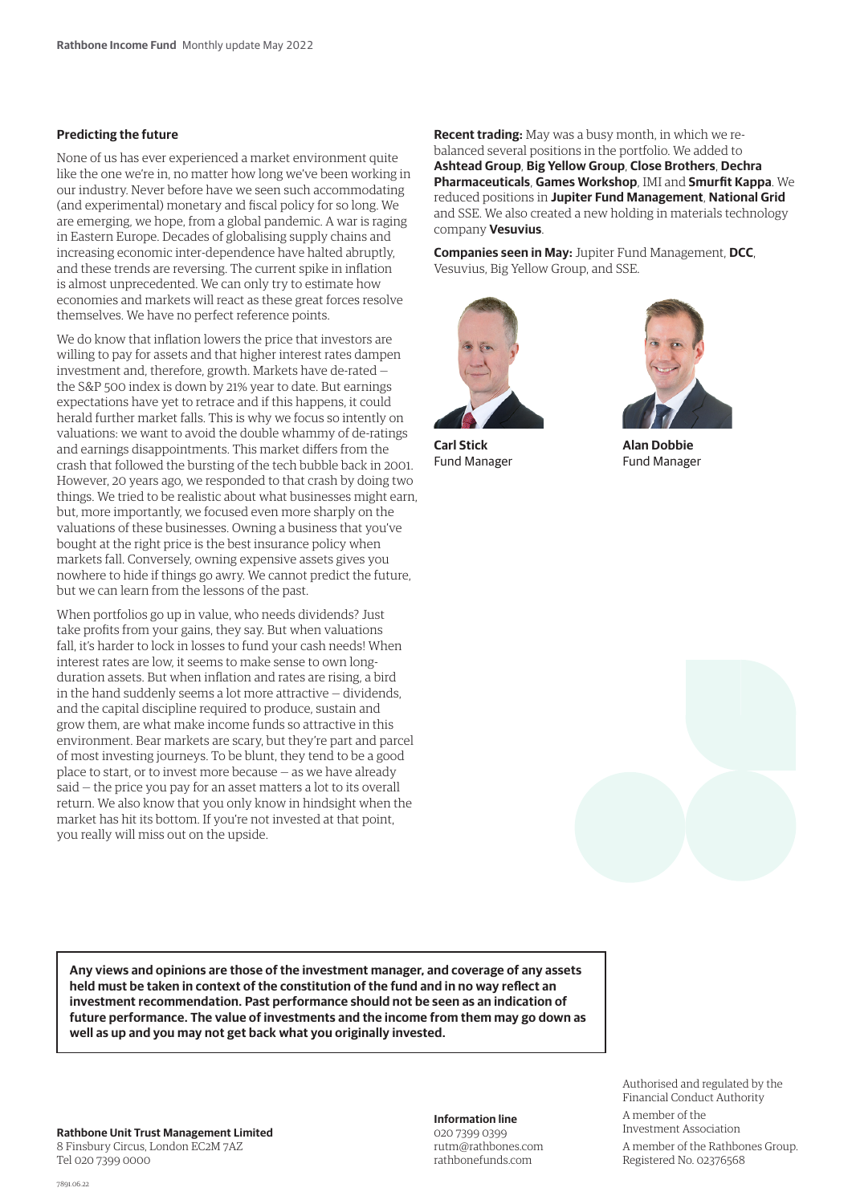## Predicting the future

None of us has ever experienced a market environment quite like the one we're in, no matter how long we've been working in our industry. Never before have we seen such accommodating (and experimental) monetary and fiscal policy for so long. We are emerging, we hope, from a global pandemic. A war is raging in Eastern Europe. Decades of globalising supply chains and increasing economic inter-dependence have halted abruptly, and these trends are reversing. The current spike in inflation is almost unprecedented. We can only try to estimate how economies and markets will react as these great forces resolve themselves. We have no perfect reference points.

We do know that inflation lowers the price that investors are willing to pay for assets and that higher interest rates dampen investment and, therefore, growth. Markets have de-rated — the S&P 500 index is down by 21% year to date. But earnings expectations have yet to retrace and if this happens, it could herald further market falls. This is why we focus so intently on valuations: we want to avoid the double whammy of de-ratings and earnings disappointments. This market differs from the crash that followed the bursting of the tech bubble back in 2001. However, 20 years ago, we responded to that crash by doing two things. We tried to be realistic about what businesses might earn, but, more importantly, we focused even more sharply on the valuations of these businesses. Owning a business that you've bought at the right price is the best insurance policy when markets fall. Conversely, owning expensive assets gives you nowhere to hide if things go awry. We cannot predict the future, but we can learn from the lessons of the past.

When portfolios go up in value, who needs dividends? Just take profits from your gains, they say. But when valuations fall, it's harder to lock in losses to fund your cash needs! When interest rates are low, it seems to make sense to own long-duration assets. But when inflation and rates are rising, a bird in the hand suddenly seems a lot more attractive — dividends, and the capital discipline required to produce, sustain and grow them, are what make income funds so attractive in this environment. Bear markets are scary, but they're part and parcel of most investing journeys. To be blunt, they tend to be a good place to start, or to invest more because — as we have already said — the price you pay for an asset matters a lot to its overall return. We also know that you only know in hindsight when the market has hit its bottom. If you're not invested at that point, you really will miss out on the upside.

**Recent trading:** May was a busy month, in which we re-balanced several positions in the portfolio. We added to **Ashtead Group**, **Big Yellow Group**, **Close Brothers**, **Dechra Pharmaceuticals**, **Games Workshop**, IMI and **Smurfit Kappa**. We reduced positions in **Jupiter Fund Management**, **National Grid** and SSE. We also created a new holding in materials technology company **Vesuvius**.

**Companies seen in May:** Jupiter Fund Management, **DCC**, Vesuvius, Big Yellow Group, and SSE.

**Carl Stick**
Fund Manager

**Alan Dobbie**
Fund Manager

**Any views and opinions are those of the investment manager, and coverage of any assets held must be taken in context of the constitution of the fund and in no way reflect an investment recommendation. Past performance should not be seen as an indication of future performance. The value of investments and the income from them may go down as well as up and you may not get back what you originally invested.**

**Rathbone Unit Trust Management Limited**
8 Finsbury Circus, London EC2M 7AZ
Tel 020 7399 0000

**Information line**
020 7399 0399
rutm@rathbones.com
rathbonefunds.com

Authorised and regulated by the Financial Conduct Authority

A member of the Investment Association

A member of the Rathbones Group.
Registered No. 02376568

7891.06.22